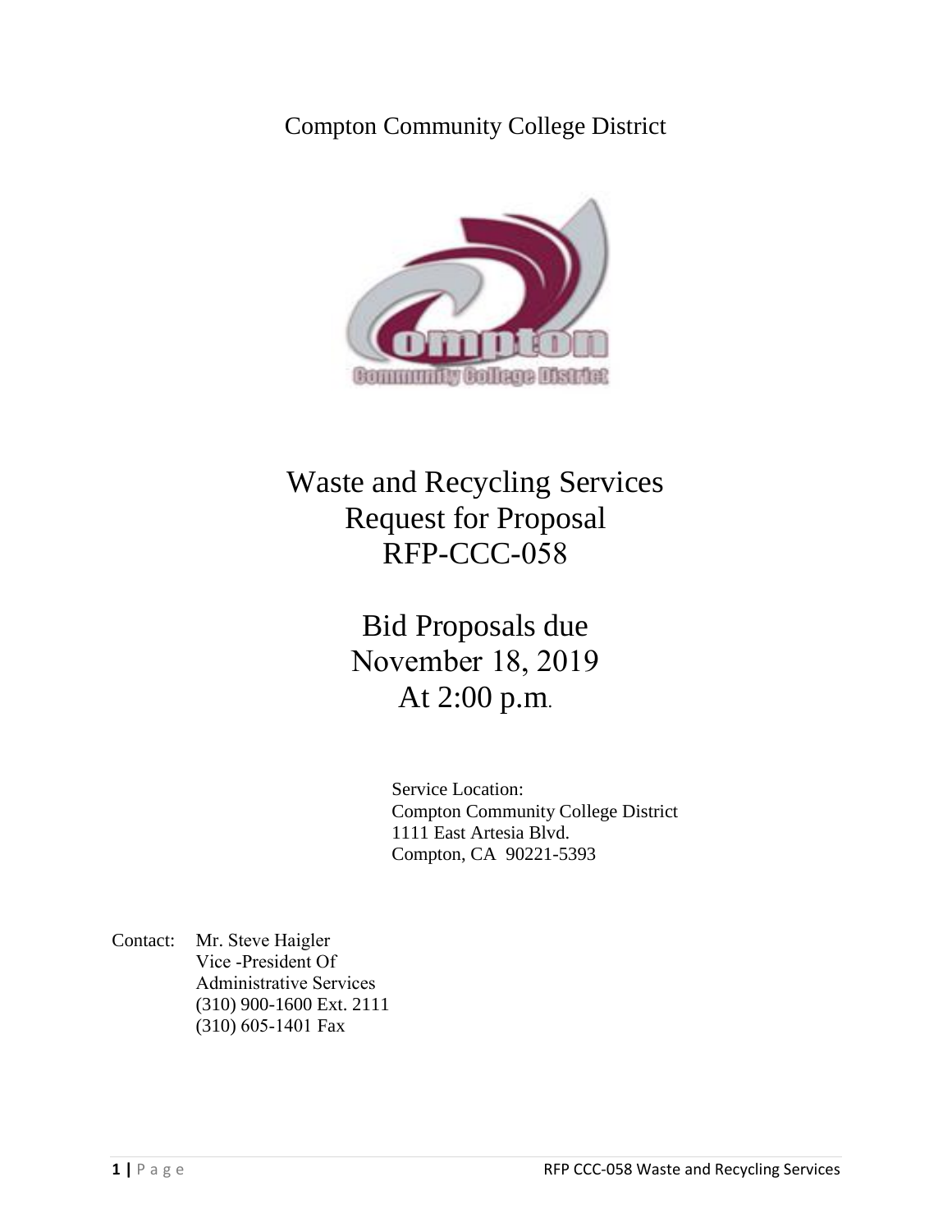Compton Community College District

# Waste and Recycling Services
# Request for Proposal
# RFP-CCC-058

## Bid Proposals due
## November 18, 2019
## At 2:00 p.m.

Service Location:
Compton Community College District
1111 East Artesia Blvd.
Compton, CA 90221-5393

Contact: Mr. Steve Haigler
Vice -President Of
Administrative Services
(310) 900-1600 Ext. 2111
(310) 605-1401 Fax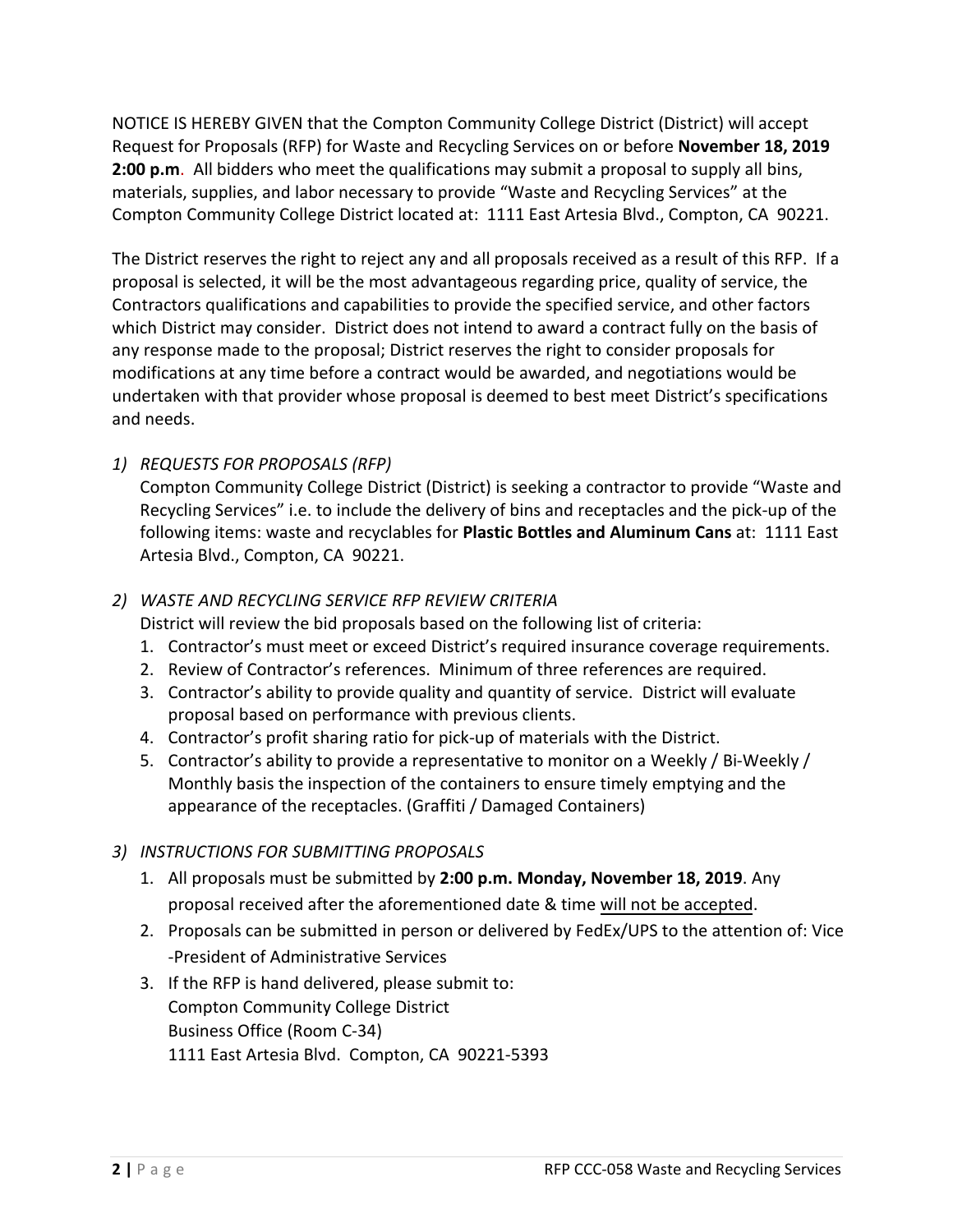NOTICE IS HEREBY GIVEN that the Compton Community College District (District) will accept Request for Proposals (RFP) for Waste and Recycling Services on or before **November 18, 2019 2:00 p.m**. All bidders who meet the qualifications may submit a proposal to supply all bins, materials, supplies, and labor necessary to provide "Waste and Recycling Services" at the Compton Community College District located at: 1111 East Artesia Blvd., Compton, CA 90221.

The District reserves the right to reject any and all proposals received as a result of this RFP. If a proposal is selected, it will be the most advantageous regarding price, quality of service, the Contractors qualifications and capabilities to provide the specified service, and other factors which District may consider. District does not intend to award a contract fully on the basis of any response made to the proposal; District reserves the right to consider proposals for modifications at any time before a contract would be awarded, and negotiations would be undertaken with that provider whose proposal is deemed to best meet District's specifications and needs.

*1) REQUESTS FOR PROPOSALS (RFP)*

Compton Community College District (District) is seeking a contractor to provide "Waste and Recycling Services" i.e. to include the delivery of bins and receptacles and the pick-up of the following items: waste and recyclables for **Plastic Bottles and Aluminum Cans** at: 1111 East Artesia Blvd., Compton, CA 90221.

*2) WASTE AND RECYCLING SERVICE RFP REVIEW CRITERIA*

District will review the bid proposals based on the following list of criteria:

1. Contractor's must meet or exceed District's required insurance coverage requirements.
2. Review of Contractor's references. Minimum of three references are required.
3. Contractor's ability to provide quality and quantity of service. District will evaluate proposal based on performance with previous clients.
4. Contractor's profit sharing ratio for pick-up of materials with the District.
5. Contractor's ability to provide a representative to monitor on a Weekly / Bi-Weekly / Monthly basis the inspection of the containers to ensure timely emptying and the appearance of the receptacles. (Graffiti / Damaged Containers)

*3) INSTRUCTIONS FOR SUBMITTING PROPOSALS*

1. All proposals must be submitted by **2:00 p.m. Monday, November 18, 2019**. Any proposal received after the aforementioned date & time <u>will not be accepted</u>.
2. Proposals can be submitted in person or delivered by FedEx/UPS to the attention of: Vice -President of Administrative Services
3. If the RFP is hand delivered, please submit to:
   Compton Community College District
   Business Office (Room C-34)
   1111 East Artesia Blvd. Compton, CA 90221-5393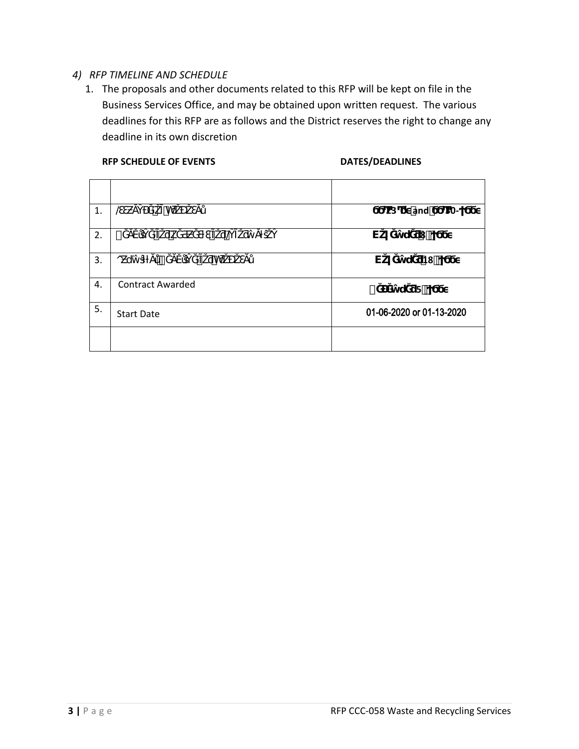*4) RFP TIMELINE AND SCHEDULE*

1. The proposals and other documents related to this RFP will be kept on file in the Business Services Office, and may be obtained upon written request. The various deadlines for this RFP are as follows and the District reserves the right to change any deadline in its own discretion

**RFP SCHEDULE OF EVENTS** **DATES/DEADLINES**

| | | |
|---|---|---|
| | | |
| 1. | /ƐƐƵĂŶĐĞŽĨWƌŽƉŽƐĂů | **ϬϳͬϮ3 ϮϬϭϵ and ϬϳͬϯϬ-ϮϬϭϵ** |
| 2. | ĞĂĚůŝŶĞĨŽƌYƵĞƐƚŝŽŶƐͬZĞƋƵĞƐƚĨŽƌ/ŶĨŽƌŵĂƚŝŽŶ | **EŽǀĞŵďĞƌ 8, ϮϬϭϵ** |
| 3. | ^ƵďŵŝƐƐŝŽŶĞĂĚůŝŶĞĨŽƌWƌŽƉŽƐĂů | **EŽǀĞŵďĞƌ 18, ϮϬϭϵ** |
| 4. | Contract Awarded | **ĞĐĞŵďĞƌ 5, ϮϬϭϵ** |
| 5. | Start Date | 01-06-2020 or 01-13-2020 |
| | | |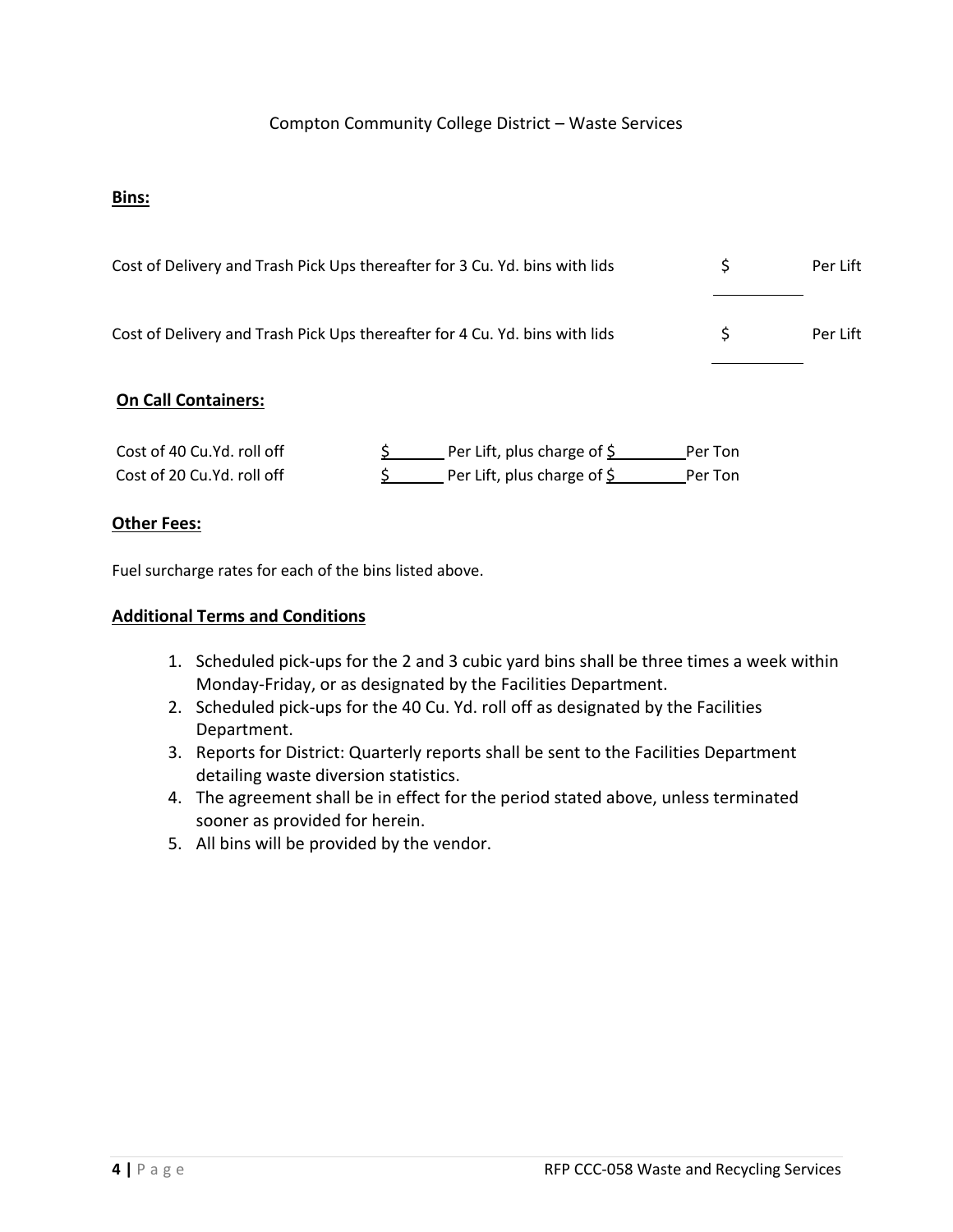Compton Community College District – Waste Services

**Bins:**

| | | |
|---|---|---|
| Cost of Delivery and Trash Pick Ups thereafter for 3 Cu. Yd. bins with lids | $ ________ | Per Lift |
| Cost of Delivery and Trash Pick Ups thereafter for 4 Cu. Yd. bins with lids | $ ________ | Per Lift |

**On Call Containers:**

Cost of 40 Cu.Yd. roll off $ ______ Per Lift, plus charge of $ ________ Per Ton

Cost of 20 Cu.Yd. roll off $ ______ Per Lift, plus charge of $ ________ Per Ton

**Other Fees:**

Fuel surcharge rates for each of the bins listed above.

**Additional Terms and Conditions**

1. Scheduled pick-ups for the 2 and 3 cubic yard bins shall be three times a week within Monday-Friday, or as designated by the Facilities Department.
2. Scheduled pick-ups for the 40 Cu. Yd. roll off as designated by the Facilities Department.
3. Reports for District: Quarterly reports shall be sent to the Facilities Department detailing waste diversion statistics.
4. The agreement shall be in effect for the period stated above, unless terminated sooner as provided for herein.
5. All bins will be provided by the vendor.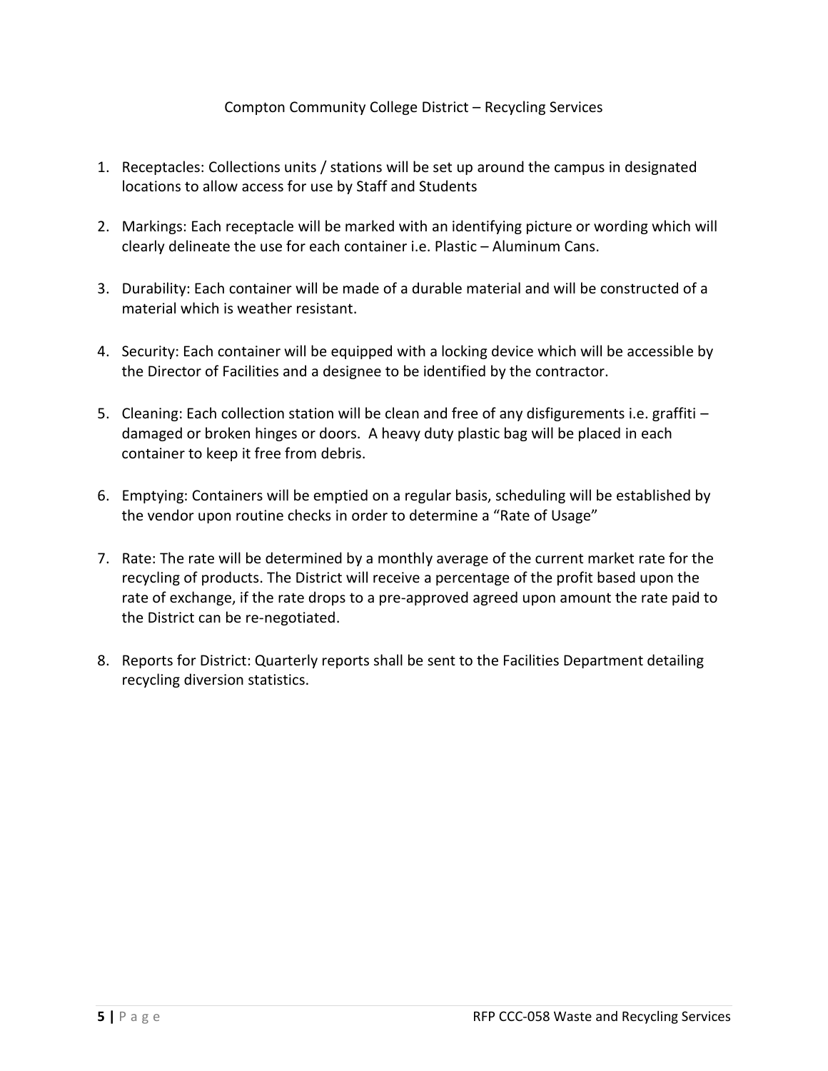Compton Community College District – Recycling Services

1. Receptacles: Collections units / stations will be set up around the campus in designated locations to allow access for use by Staff and Students
2. Markings: Each receptacle will be marked with an identifying picture or wording which will clearly delineate the use for each container i.e. Plastic – Aluminum Cans.
3. Durability: Each container will be made of a durable material and will be constructed of a material which is weather resistant.
4. Security: Each container will be equipped with a locking device which will be accessible by the Director of Facilities and a designee to be identified by the contractor.
5. Cleaning: Each collection station will be clean and free of any disfigurements i.e. graffiti – damaged or broken hinges or doors. A heavy duty plastic bag will be placed in each container to keep it free from debris.
6. Emptying: Containers will be emptied on a regular basis, scheduling will be established by the vendor upon routine checks in order to determine a "Rate of Usage"
7. Rate: The rate will be determined by a monthly average of the current market rate for the recycling of products. The District will receive a percentage of the profit based upon the rate of exchange, if the rate drops to a pre-approved agreed upon amount the rate paid to the District can be re-negotiated.
8. Reports for District: Quarterly reports shall be sent to the Facilities Department detailing recycling diversion statistics.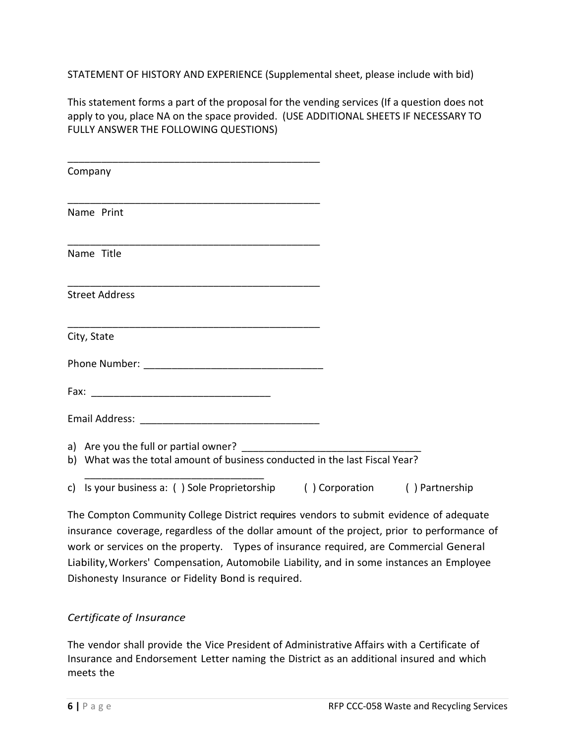STATEMENT OF HISTORY AND EXPERIENCE (Supplemental sheet, please include with bid)

This statement forms a part of the proposal for the vending services (If a question does not apply to you, place NA on the space provided. (USE ADDITIONAL SHEETS IF NECESSARY TO FULLY ANSWER THE FOLLOWING QUESTIONS)

______________________________________________
Company

______________________________________________
Name Print

______________________________________________
Name Title

______________________________________________
Street Address

______________________________________________
City, State

Phone Number: ______________________________

Fax: ______________________________

Email Address: ______________________________

a) Are you the full or partial owner? ______________________________
b) What was the total amount of business conducted in the last Fiscal Year? ______________________________
c) Is your business a: ( ) Sole Proprietorship ( ) Corporation ( ) Partnership

The Compton Community College District requires vendors to submit evidence of adequate insurance coverage, regardless of the dollar amount of the project, prior to performance of work or services on the property. Types of insurance required, are Commercial General Liability, Workers' Compensation, Automobile Liability, and in some instances an Employee Dishonesty Insurance or Fidelity Bond is required.

*Certificate of Insurance*

The vendor shall provide the Vice President of Administrative Affairs with a Certificate of Insurance and Endorsement Letter naming the District as an additional insured and which meets the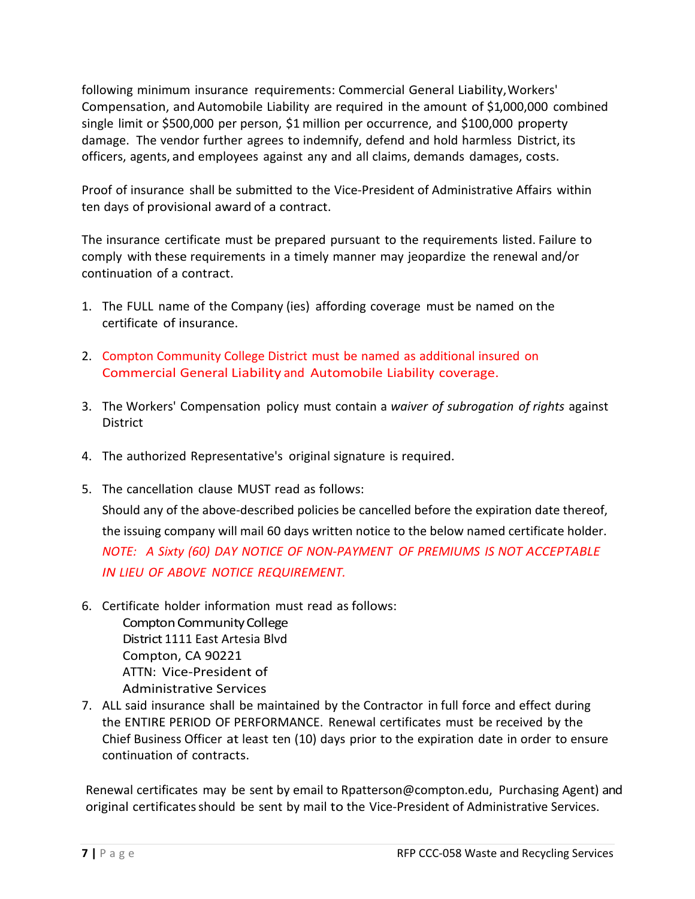following minimum insurance requirements: Commercial General Liability, Workers' Compensation, and Automobile Liability are required in the amount of $1,000,000 combined single limit or $500,000 per person, $1 million per occurrence, and $100,000 property damage. The vendor further agrees to indemnify, defend and hold harmless District, its officers, agents, and employees against any and all claims, demands damages, costs.

Proof of insurance shall be submitted to the Vice-President of Administrative Affairs within ten days of provisional award of a contract.

The insurance certificate must be prepared pursuant to the requirements listed. Failure to comply with these requirements in a timely manner may jeopardize the renewal and/or continuation of a contract.

1. The FULL name of the Company (ies) affording coverage must be named on the certificate of insurance.

2. Compton Community College District must be named as additional insured on Commercial General Liability and Automobile Liability coverage.

3. The Workers' Compensation policy must contain a *waiver of subrogation of rights* against District

4. The authorized Representative's original signature is required.

5. The cancellation clause MUST read as follows:

   Should any of the above-described policies be cancelled before the expiration date thereof, the issuing company will mail 60 days written notice to the below named certificate holder. *NOTE: A Sixty (60) DAY NOTICE OF NON-PAYMENT OF PREMIUMS IS NOT ACCEPTABLE IN LIEU OF ABOVE NOTICE REQUIREMENT.*

6. Certificate holder information must read as follows:
   Compton Community College
   District 1111 East Artesia Blvd
   Compton, CA 90221
   ATTN: Vice-President of
   Administrative Services

7. ALL said insurance shall be maintained by the Contractor in full force and effect during the ENTIRE PERIOD OF PERFORMANCE. Renewal certificates must be received by the Chief Business Officer at least ten (10) days prior to the expiration date in order to ensure continuation of contracts.

Renewal certificates may be sent by email to Rpatterson@compton.edu, Purchasing Agent) and original certificates should be sent by mail to the Vice-President of Administrative Services.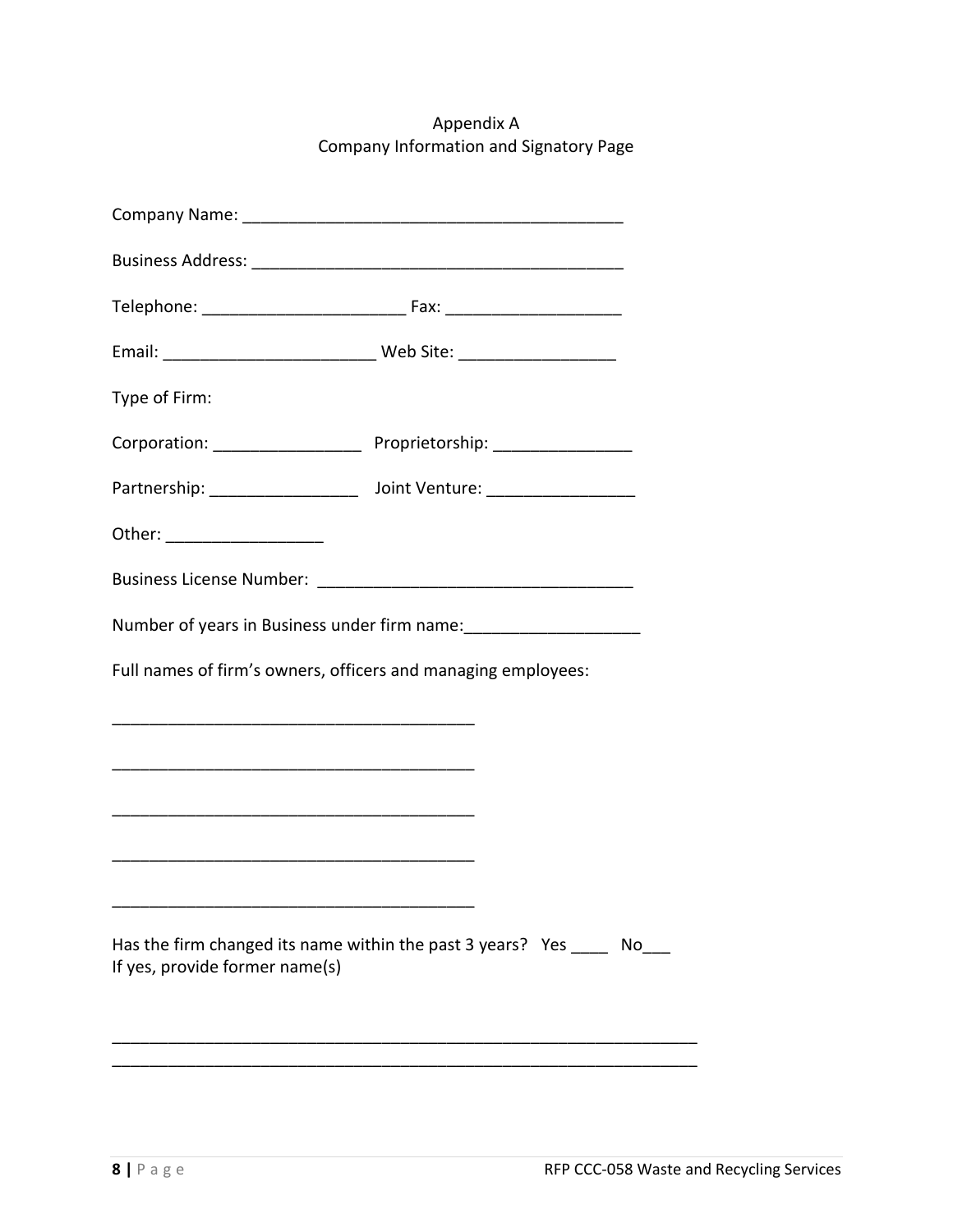Appendix A
Company Information and Signatory Page

Company Name: _________________________________________

Business Address: _________________________________________

Telephone: ______________________ Fax: ___________________

Email: _______________________ Web Site: _________________

Type of Firm:

Corporation: ________________ Proprietorship: _______________

Partnership: ________________ Joint Venture: ________________

Other: _________________

Business License Number: __________________________________

Number of years in Business under firm name:___________________

Full names of firm's owners, officers and managing employees:

_______________________________________

_______________________________________

_______________________________________

_______________________________________

_______________________________________

Has the firm changed its name within the past 3 years? Yes ____ No___
If yes, provide former name(s)

_______________________________________________________________
_______________________________________________________________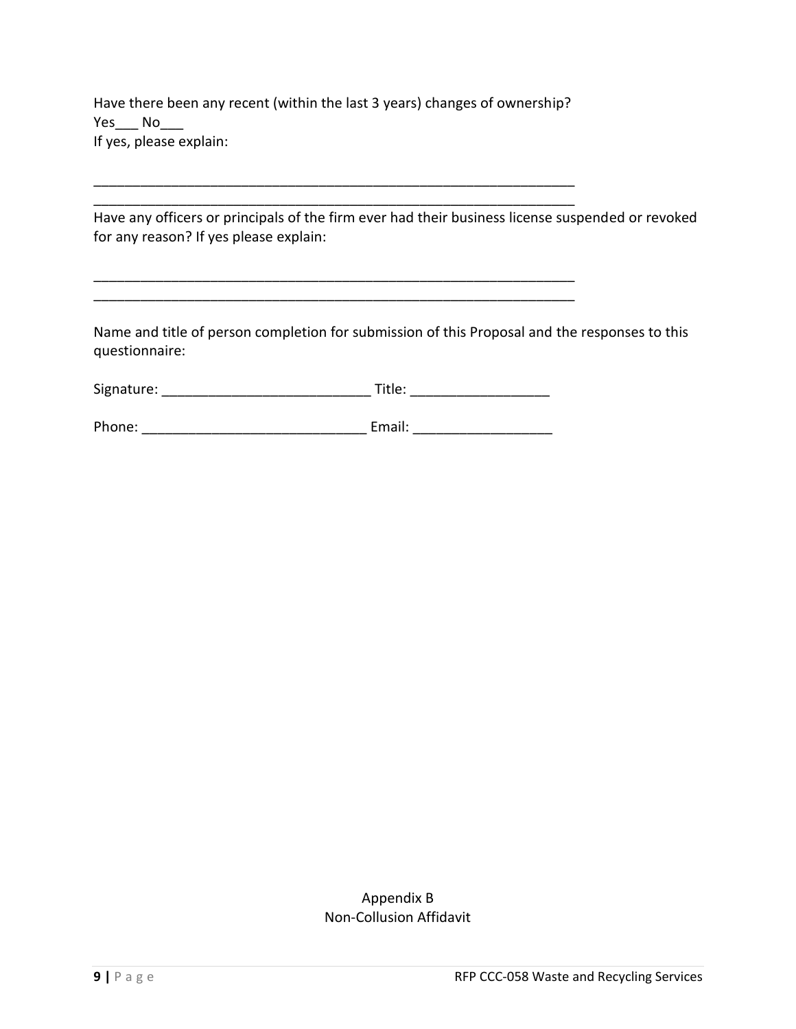Have there been any recent (within the last 3 years) changes of ownership?
Yes___ No___
If yes, please explain:

_________________________________________________________________
_________________________________________________________________

Have any officers or principals of the firm ever had their business license suspended or revoked for any reason? If yes please explain:

_________________________________________________________________
_________________________________________________________________

Name and title of person completion for submission of this Proposal and the responses to this questionnaire:

Signature: ___________________________ Title: _________________

Phone: _____________________________ Email: _________________

## Appendix B
## Non-Collusion Affidavit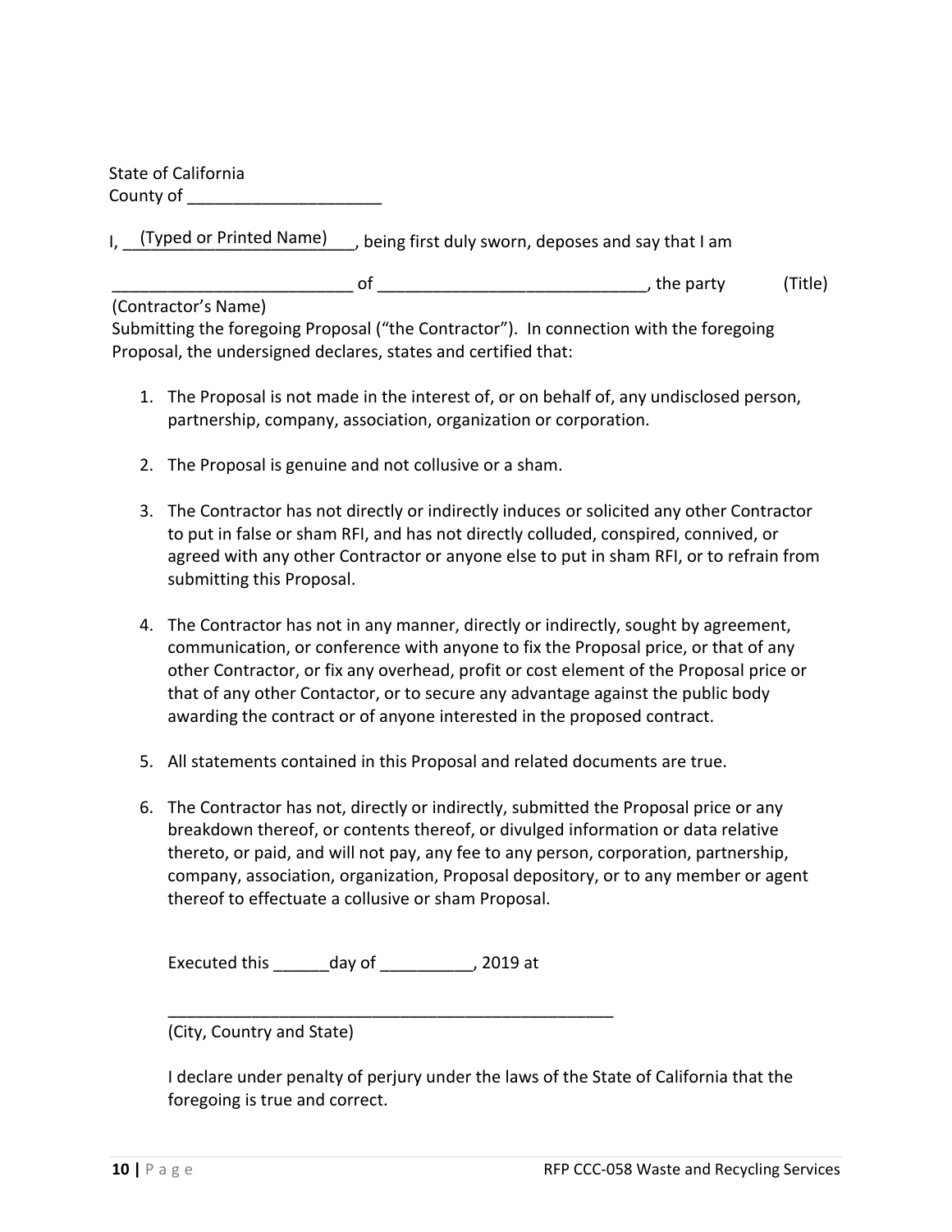State of California
County of _____________________

I, \_\_(Typed or Printed Name)\_\_, being first duly sworn, deposes and say that I am

__________________________ of _____________________________, the party (Title)

(Contractor's Name)
Submitting the foregoing Proposal ("the Contractor"). In connection with the foregoing Proposal, the undersigned declares, states and certified that:

1. The Proposal is not made in the interest of, or on behalf of, any undisclosed person, partnership, company, association, organization or corporation.

2. The Proposal is genuine and not collusive or a sham.

3. The Contractor has not directly or indirectly induces or solicited any other Contractor to put in false or sham RFI, and has not directly colluded, conspired, connived, or agreed with any other Contractor or anyone else to put in sham RFI, or to refrain from submitting this Proposal.

4. The Contractor has not in any manner, directly or indirectly, sought by agreement, communication, or conference with anyone to fix the Proposal price, or that of any other Contractor, or fix any overhead, profit or cost element of the Proposal price or that of any other Contactor, or to secure any advantage against the public body awarding the contract or of anyone interested in the proposed contract.

5. All statements contained in this Proposal and related documents are true.

6. The Contractor has not, directly or indirectly, submitted the Proposal price or any breakdown thereof, or contents thereof, or divulged information or data relative thereto, or paid, and will not pay, any fee to any person, corporation, partnership, company, association, organization, Proposal depository, or to any member or agent thereof to effectuate a collusive or sham Proposal.

Executed this ______day of __________, 2019 at

__________________________________________________
(City, Country and State)

I declare under penalty of perjury under the laws of the State of California that the foregoing is true and correct.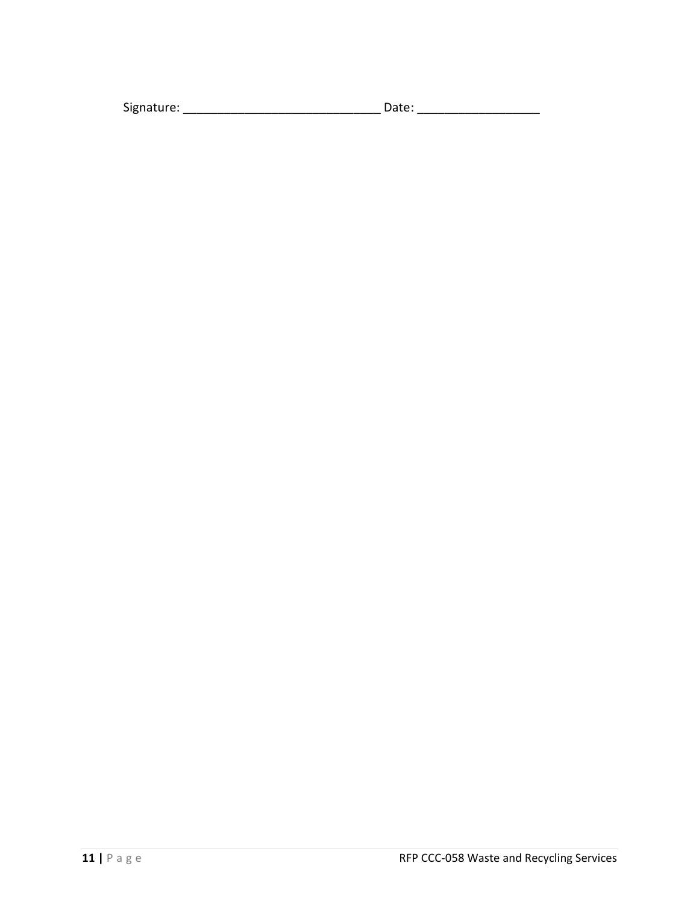Signature: _____________________________ Date: __________________